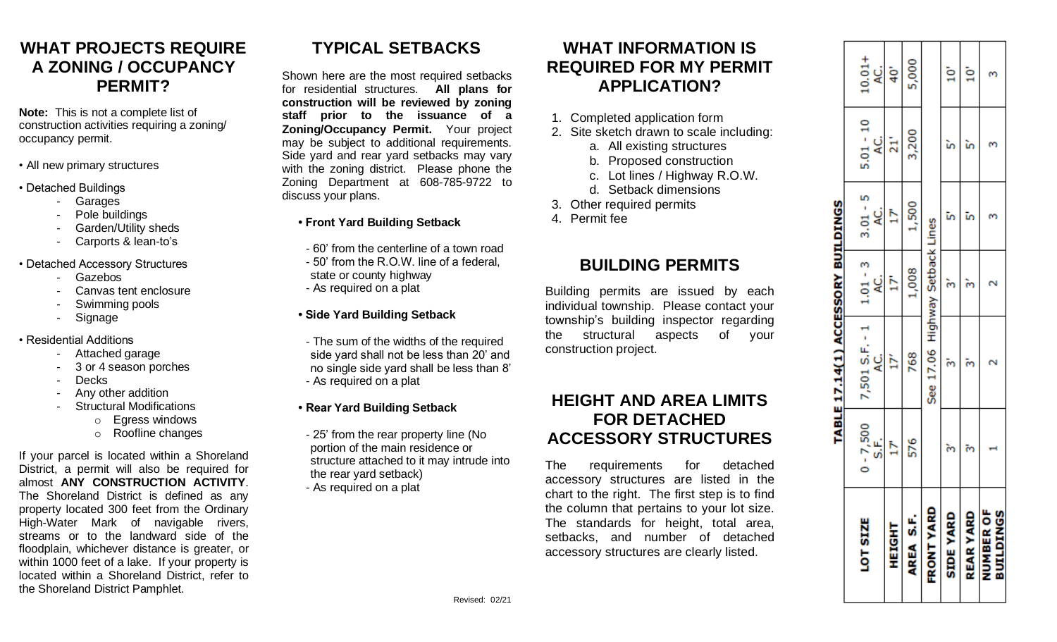## WHAT PROJECTS REQUIRE A ZONING / OCCUPANCY PERMIT?

**Note:** This is not a complete list of construction activities requiring a zoning/ occupancy permit.

- All new primary structures
- Detached Buildings
  - Garages
  - Pole buildings
  - Garden/Utility sheds
  - Carports & lean-to's
- Detached Accessory Structures
  - Gazebos
  - Canvas tent enclosure
  - Swimming pools
  - Signage
- Residential Additions
  - Attached garage
  - 3 or 4 season porches
  - Decks
  - Any other addition
  - Structural Modifications
    - Egress windows
    - Roofline changes

If your parcel is located within a Shoreland District, a permit will also be required for almost **ANY CONSTRUCTION ACTIVITY**. The Shoreland District is defined as any property located 300 feet from the Ordinary High-Water Mark of navigable rivers, streams or to the landward side of the floodplain, whichever distance is greater, or within 1000 feet of a lake. If your property is located within a Shoreland District, refer to the Shoreland District Pamphlet.

## TYPICAL SETBACKS

Shown here are the most required setbacks for residential structures. **All plans for construction will be reviewed by zoning staff prior to the issuance of a Zoning/Occupancy Permit.** Your project may be subject to additional requirements. Side yard and rear yard setbacks may vary with the zoning district. Please phone the Zoning Department at 608-785-9722 to discuss your plans.

- **Front Yard Building Setback**
  - 60' from the centerline of a town road
  - 50' from the R.O.W. line of a federal, state or county highway
  - As required on a plat
- **Side Yard Building Setback**
  - The sum of the widths of the required side yard shall not be less than 20' and no single side yard shall be less than 8'
  - As required on a plat
- **Rear Yard Building Setback**
  - 25' from the rear property line (No portion of the main residence or structure attached to it may intrude into the rear yard setback)
  - As required on a plat

Revised: 02/21

## WHAT INFORMATION IS REQUIRED FOR MY PERMIT APPLICATION?

1. Completed application form
2. Site sketch drawn to scale including:
   a. All existing structures
   b. Proposed construction
   c. Lot lines / Highway R.O.W.
   d. Setback dimensions
3. Other required permits
4. Permit fee

## BUILDING PERMITS

Building permits are issued by each individual township. Please contact your township's building inspector regarding the structural aspects of your construction project.

## HEIGHT AND AREA LIMITS FOR DETACHED ACCESSORY STRUCTURES

The requirements for detached accessory structures are listed in the chart to the right. The first step is to find the column that pertains to your lot size. The standards for height, total area, setbacks, and number of detached accessory structures are clearly listed.

**TABLE 17.14(1) ACCESSORY BUILDINGS**

| LOT SIZE | 0 - 7,500 S.F. | 7,501 S.F. - 1 AC. | 1.01 - 3 AC. | 3.01 - 5 AC. | 5.01 - 10 AC. | 10.01+ AC. |
|---|---|---|---|---|---|---|
| HEIGHT | 17' | 17' | 17' | 17' | 21' | 40' |
| AREA S.F. | 576 | 768 | 1,008 | 1,500 | 3,200 | 5,000 |
| FRONT YARD | See 17.06 Highway Setback Lines | | | | | |
| SIDE YARD | 3' | 3' | 3' | 5' | 5' | 10' |
| REAR YARD | 3' | 3' | 3' | 5' | 5' | 10' |
| NUMBER OF BUILDINGS | 1 | 2 | 2 | 3 | 3 | 3 |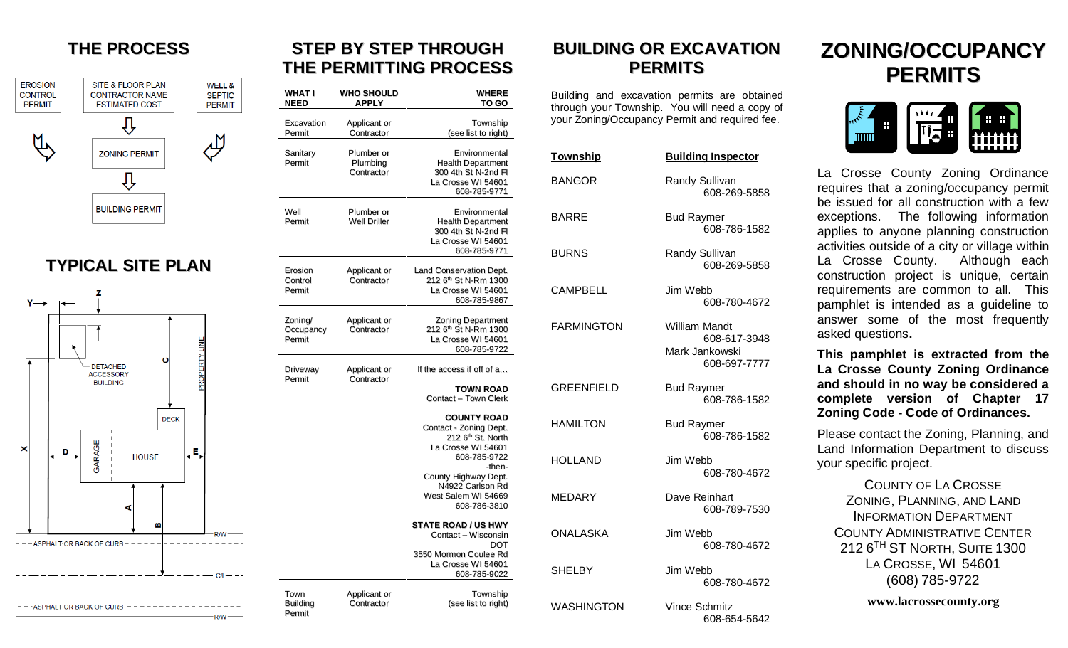## THE PROCESS

EROSION CONTROL PERMIT

SITE & FLOOR PLAN
CONTRACTOR NAME
ESTIMATED COST

WELL & SEPTIC PERMIT

ZONING PERMIT

BUILDING PERMIT

## TYPICAL SITE PLAN

Y
Z
X
C
D
E
A
B
DETACHED ACCESSORY BUILDING
DECK
GARAGE
HOUSE
PROPERTY LINE
ASPHALT OR BACK OF CURB
R/W
C/L
ASPHALT OR BACK OF CURB
R/W

## STEP BY STEP THROUGH THE PERMITTING PROCESS

| WHAT I NEED | WHO SHOULD APPLY | WHERE TO GO |
|---|---|---|
| Excavation Permit | Applicant or Contractor | Township (see list to right) |
| Sanitary Permit | Plumber or Plumbing Contractor | Environmental Health Department 300 4th St N-2nd Fl La Crosse WI 54601 608-785-9771 |
| Well Permit | Plumber or Well Driller | Environmental Health Department 300 4th St N-2nd Fl La Crosse WI 54601 608-785-9771 |
| Erosion Control Permit | Applicant or Contractor | Land Conservation Dept. 212 6th St N-Rm 1300 La Crosse WI 54601 608-785-9867 |
| Zoning/ Occupancy Permit | Applicant or Contractor | Zoning Department 212 6th St N-Rm 1300 La Crosse WI 54601 608-785-9722 |
| Driveway Permit | Applicant or Contractor | If the access if off of a… **TOWN ROAD** Contact – Town Clerk **COUNTY ROAD** Contact - Zoning Dept. 212 6th St. North La Crosse WI 54601 608-785-9722 -then- County Highway Dept. N4922 Carlson Rd West Salem WI 54669 608-786-3810 **STATE ROAD / US HWY** Contact – Wisconsin DOT 3550 Mormon Coulee Rd La Crosse WI 54601 608-785-9022 |
| Town Building Permit | Applicant or Contractor | Township (see list to right) |

## BUILDING OR EXCAVATION PERMITS

Building and excavation permits are obtained through your Township. You will need a copy of your Zoning/Occupancy Permit and required fee.

| Township | Building Inspector |
|---|---|
| BANGOR | Randy Sullivan 608-269-5858 |
| BARRE | Bud Raymer 608-786-1582 |
| BURNS | Randy Sullivan 608-269-5858 |
| CAMPBELL | Jim Webb 608-780-4672 |
| FARMINGTON | William Mandt 608-617-3948 Mark Jankowski 608-697-7777 |
| GREENFIELD | Bud Raymer 608-786-1582 |
| HAMILTON | Bud Raymer 608-786-1582 |
| HOLLAND | Jim Webb 608-780-4672 |
| MEDARY | Dave Reinhart 608-789-7530 |
| ONALASKA | Jim Webb 608-780-4672 |
| SHELBY | Jim Webb 608-780-4672 |
| WASHINGTON | Vince Schmitz 608-654-5642 |

# ZONING/OCCUPANCY PERMITS

La Crosse County Zoning Ordinance requires that a zoning/occupancy permit be issued for all construction with a few exceptions. The following information applies to anyone planning construction activities outside of a city or village within La Crosse County. Although each construction project is unique, certain requirements are common to all. This pamphlet is intended as a guideline to answer some of the most frequently asked questions.

**This pamphlet is extracted from the La Crosse County Zoning Ordinance and should in no way be considered a complete version of Chapter 17 Zoning Code - Code of Ordinances.**

Please contact the Zoning, Planning, and Land Information Department to discuss your specific project.

COUNTY OF LA CROSSE
ZONING, PLANNING, AND LAND INFORMATION DEPARTMENT
COUNTY ADMINISTRATIVE CENTER
212 6TH ST NORTH, SUITE 1300
LA CROSSE, WI 54601
(608) 785-9722

**www.lacrossecounty.org**